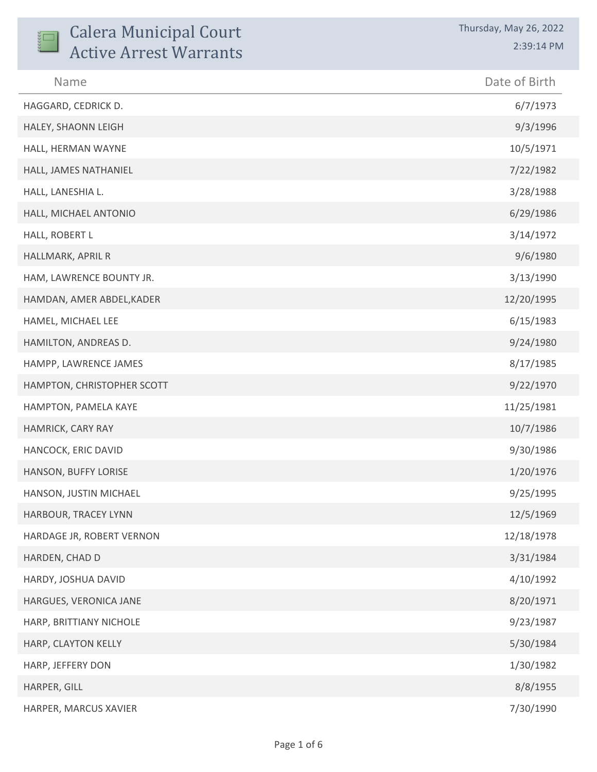# Calera Municipal Court
# Active Arrest Warrants

Thursday, May 26, 2022

2:39:14 PM

| Name | Date of Birth |
|---|---|
| HAGGARD, CEDRICK D. | 6/7/1973 |
| HALEY, SHAONN LEIGH | 9/3/1996 |
| HALL, HERMAN WAYNE | 10/5/1971 |
| HALL, JAMES NATHANIEL | 7/22/1982 |
| HALL, LANESHIA L. | 3/28/1988 |
| HALL, MICHAEL ANTONIO | 6/29/1986 |
| HALL, ROBERT L | 3/14/1972 |
| HALLMARK, APRIL R | 9/6/1980 |
| HAM, LAWRENCE BOUNTY JR. | 3/13/1990 |
| HAMDAN, AMER ABDEL,KADER | 12/20/1995 |
| HAMEL, MICHAEL LEE | 6/15/1983 |
| HAMILTON, ANDREAS D. | 9/24/1980 |
| HAMPP, LAWRENCE JAMES | 8/17/1985 |
| HAMPTON, CHRISTOPHER SCOTT | 9/22/1970 |
| HAMPTON, PAMELA KAYE | 11/25/1981 |
| HAMRICK, CARY RAY | 10/7/1986 |
| HANCOCK, ERIC DAVID | 9/30/1986 |
| HANSON, BUFFY LORISE | 1/20/1976 |
| HANSON, JUSTIN MICHAEL | 9/25/1995 |
| HARBOUR, TRACEY LYNN | 12/5/1969 |
| HARDAGE JR, ROBERT VERNON | 12/18/1978 |
| HARDEN, CHAD D | 3/31/1984 |
| HARDY, JOSHUA DAVID | 4/10/1992 |
| HARGUES, VERONICA JANE | 8/20/1971 |
| HARP, BRITTIANY NICHOLE | 9/23/1987 |
| HARP, CLAYTON KELLY | 5/30/1984 |
| HARP, JEFFERY DON | 1/30/1982 |
| HARPER, GILL | 8/8/1955 |
| HARPER, MARCUS XAVIER | 7/30/1990 |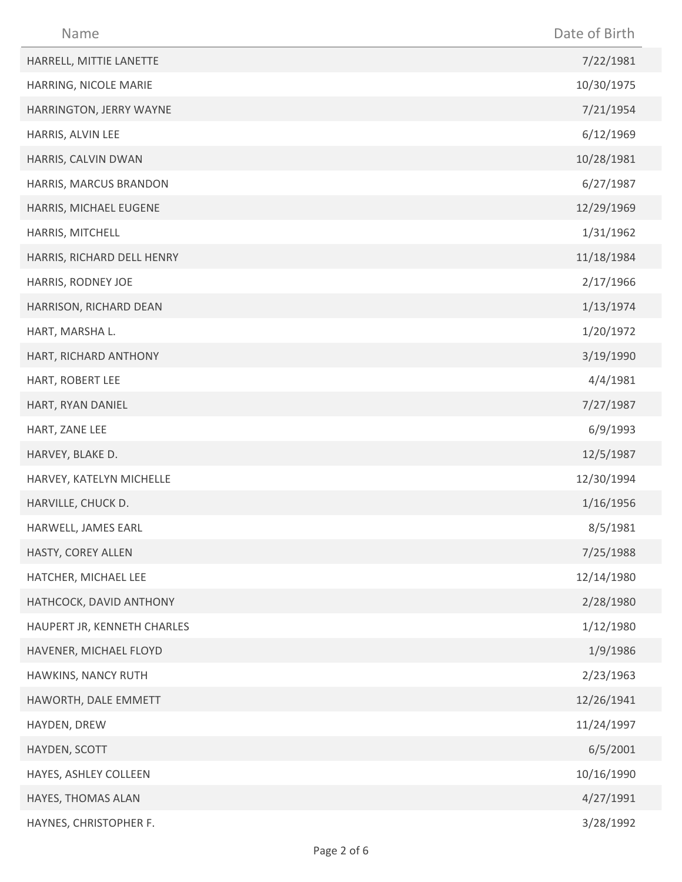| Name | Date of Birth |
| --- | --- |
| HARRELL, MITTIE LANETTE | 7/22/1981 |
| HARRING, NICOLE MARIE | 10/30/1975 |
| HARRINGTON, JERRY WAYNE | 7/21/1954 |
| HARRIS, ALVIN LEE | 6/12/1969 |
| HARRIS, CALVIN DWAN | 10/28/1981 |
| HARRIS, MARCUS BRANDON | 6/27/1987 |
| HARRIS, MICHAEL EUGENE | 12/29/1969 |
| HARRIS, MITCHELL | 1/31/1962 |
| HARRIS, RICHARD DELL HENRY | 11/18/1984 |
| HARRIS, RODNEY JOE | 2/17/1966 |
| HARRISON, RICHARD DEAN | 1/13/1974 |
| HART, MARSHA L. | 1/20/1972 |
| HART, RICHARD ANTHONY | 3/19/1990 |
| HART, ROBERT LEE | 4/4/1981 |
| HART, RYAN DANIEL | 7/27/1987 |
| HART, ZANE LEE | 6/9/1993 |
| HARVEY, BLAKE D. | 12/5/1987 |
| HARVEY, KATELYN MICHELLE | 12/30/1994 |
| HARVILLE, CHUCK D. | 1/16/1956 |
| HARWELL, JAMES EARL | 8/5/1981 |
| HASTY, COREY ALLEN | 7/25/1988 |
| HATCHER, MICHAEL LEE | 12/14/1980 |
| HATHCOCK, DAVID ANTHONY | 2/28/1980 |
| HAUPERT JR, KENNETH CHARLES | 1/12/1980 |
| HAVENER, MICHAEL FLOYD | 1/9/1986 |
| HAWKINS, NANCY RUTH | 2/23/1963 |
| HAWORTH, DALE EMMETT | 12/26/1941 |
| HAYDEN, DREW | 11/24/1997 |
| HAYDEN, SCOTT | 6/5/2001 |
| HAYES, ASHLEY COLLEEN | 10/16/1990 |
| HAYES, THOMAS ALAN | 4/27/1991 |
| HAYNES, CHRISTOPHER F. | 3/28/1992 |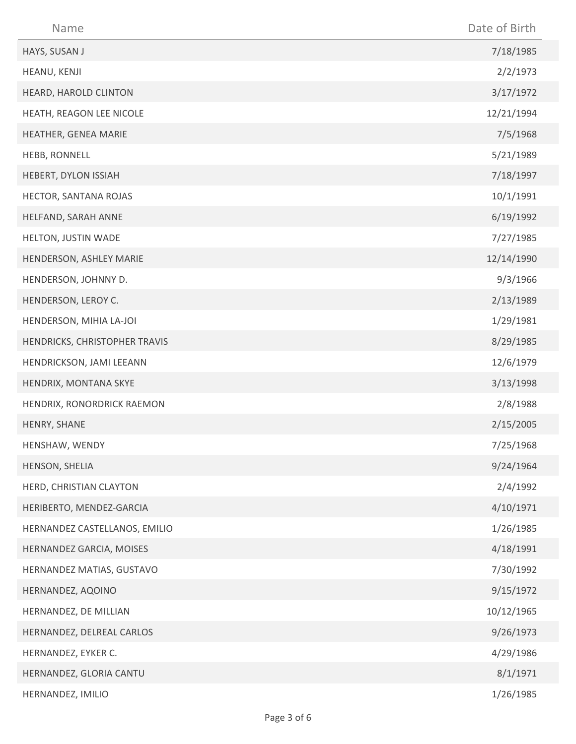| Name | Date of Birth |
|---|---|
| HAYS, SUSAN J | 7/18/1985 |
| HEANU, KENJI | 2/2/1973 |
| HEARD, HAROLD CLINTON | 3/17/1972 |
| HEATH, REAGON LEE NICOLE | 12/21/1994 |
| HEATHER, GENEA MARIE | 7/5/1968 |
| HEBB, RONNELL | 5/21/1989 |
| HEBERT, DYLON ISSIAH | 7/18/1997 |
| HECTOR, SANTANA ROJAS | 10/1/1991 |
| HELFAND, SARAH ANNE | 6/19/1992 |
| HELTON, JUSTIN WADE | 7/27/1985 |
| HENDERSON, ASHLEY MARIE | 12/14/1990 |
| HENDERSON, JOHNNY D. | 9/3/1966 |
| HENDERSON, LEROY C. | 2/13/1989 |
| HENDERSON, MIHIA LA-JOI | 1/29/1981 |
| HENDRICKS, CHRISTOPHER TRAVIS | 8/29/1985 |
| HENDRICKSON, JAMI LEEANN | 12/6/1979 |
| HENDRIX, MONTANA SKYE | 3/13/1998 |
| HENDRIX, RONORDRICK RAEMON | 2/8/1988 |
| HENRY, SHANE | 2/15/2005 |
| HENSHAW, WENDY | 7/25/1968 |
| HENSON, SHELIA | 9/24/1964 |
| HERD, CHRISTIAN CLAYTON | 2/4/1992 |
| HERIBERTO, MENDEZ-GARCIA | 4/10/1971 |
| HERNANDEZ CASTELLANOS, EMILIO | 1/26/1985 |
| HERNANDEZ GARCIA, MOISES | 4/18/1991 |
| HERNANDEZ MATIAS, GUSTAVO | 7/30/1992 |
| HERNANDEZ, AQOINO | 9/15/1972 |
| HERNANDEZ, DE MILLIAN | 10/12/1965 |
| HERNANDEZ, DELREAL CARLOS | 9/26/1973 |
| HERNANDEZ, EYKER C. | 4/29/1986 |
| HERNANDEZ, GLORIA CANTU | 8/1/1971 |
| HERNANDEZ, IMILIO | 1/26/1985 |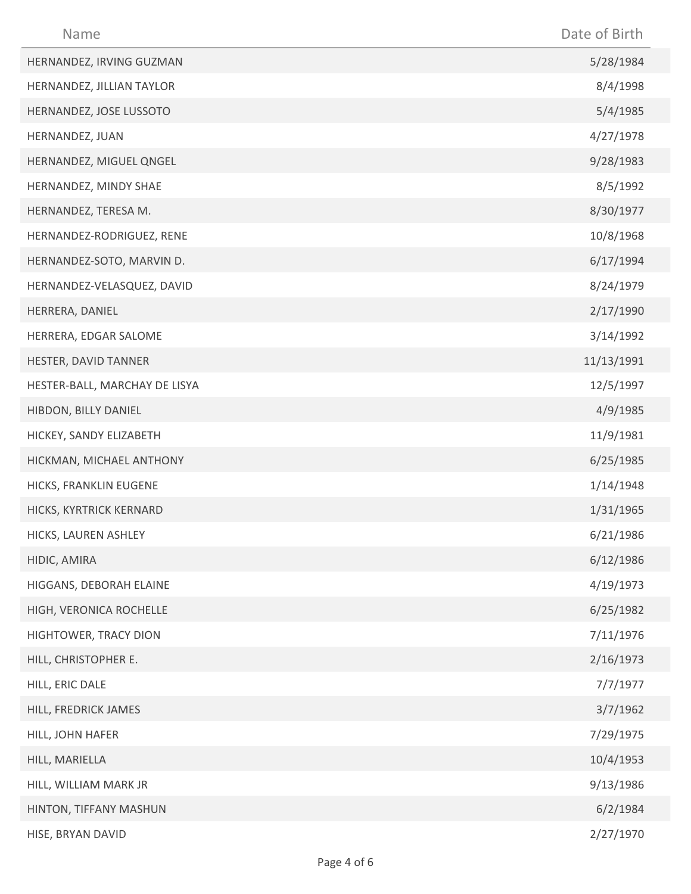| Name | Date of Birth |
|---|---|
| HERNANDEZ, IRVING GUZMAN | 5/28/1984 |
| HERNANDEZ, JILLIAN TAYLOR | 8/4/1998 |
| HERNANDEZ, JOSE LUSSOTO | 5/4/1985 |
| HERNANDEZ, JUAN | 4/27/1978 |
| HERNANDEZ, MIGUEL QNGEL | 9/28/1983 |
| HERNANDEZ, MINDY SHAE | 8/5/1992 |
| HERNANDEZ, TERESA M. | 8/30/1977 |
| HERNANDEZ-RODRIGUEZ, RENE | 10/8/1968 |
| HERNANDEZ-SOTO, MARVIN D. | 6/17/1994 |
| HERNANDEZ-VELASQUEZ, DAVID | 8/24/1979 |
| HERRERA, DANIEL | 2/17/1990 |
| HERRERA, EDGAR SALOME | 3/14/1992 |
| HESTER, DAVID TANNER | 11/13/1991 |
| HESTER-BALL, MARCHAY DE LISYA | 12/5/1997 |
| HIBDON, BILLY DANIEL | 4/9/1985 |
| HICKEY, SANDY ELIZABETH | 11/9/1981 |
| HICKMAN, MICHAEL ANTHONY | 6/25/1985 |
| HICKS, FRANKLIN EUGENE | 1/14/1948 |
| HICKS, KYRTRICK KERNARD | 1/31/1965 |
| HICKS, LAUREN ASHLEY | 6/21/1986 |
| HIDIC, AMIRA | 6/12/1986 |
| HIGGANS, DEBORAH ELAINE | 4/19/1973 |
| HIGH, VERONICA ROCHELLE | 6/25/1982 |
| HIGHTOWER, TRACY DION | 7/11/1976 |
| HILL, CHRISTOPHER E. | 2/16/1973 |
| HILL, ERIC DALE | 7/7/1977 |
| HILL, FREDRICK JAMES | 3/7/1962 |
| HILL, JOHN HAFER | 7/29/1975 |
| HILL, MARIELLA | 10/4/1953 |
| HILL, WILLIAM MARK JR | 9/13/1986 |
| HINTON, TIFFANY MASHUN | 6/2/1984 |
| HISE, BRYAN DAVID | 2/27/1970 |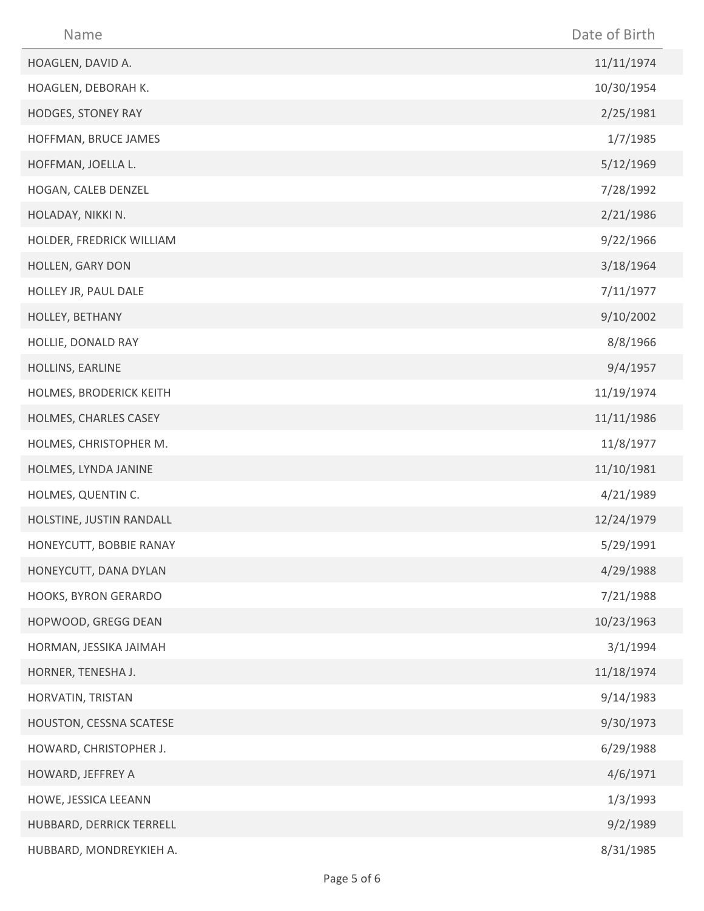| Name | Date of Birth |
|---|---|
| HOAGLEN, DAVID A. | 11/11/1974 |
| HOAGLEN, DEBORAH K. | 10/30/1954 |
| HODGES, STONEY RAY | 2/25/1981 |
| HOFFMAN, BRUCE JAMES | 1/7/1985 |
| HOFFMAN, JOELLA L. | 5/12/1969 |
| HOGAN, CALEB DENZEL | 7/28/1992 |
| HOLADAY, NIKKI N. | 2/21/1986 |
| HOLDER, FREDRICK WILLIAM | 9/22/1966 |
| HOLLEN, GARY DON | 3/18/1964 |
| HOLLEY JR, PAUL DALE | 7/11/1977 |
| HOLLEY, BETHANY | 9/10/2002 |
| HOLLIE, DONALD RAY | 8/8/1966 |
| HOLLINS, EARLINE | 9/4/1957 |
| HOLMES, BRODERICK KEITH | 11/19/1974 |
| HOLMES, CHARLES CASEY | 11/11/1986 |
| HOLMES, CHRISTOPHER M. | 11/8/1977 |
| HOLMES, LYNDA JANINE | 11/10/1981 |
| HOLMES, QUENTIN C. | 4/21/1989 |
| HOLSTINE, JUSTIN RANDALL | 12/24/1979 |
| HONEYCUTT, BOBBIE RANAY | 5/29/1991 |
| HONEYCUTT, DANA DYLAN | 4/29/1988 |
| HOOKS, BYRON GERARDO | 7/21/1988 |
| HOPWOOD, GREGG DEAN | 10/23/1963 |
| HORMAN, JESSIKA JAIMAH | 3/1/1994 |
| HORNER, TENESHA J. | 11/18/1974 |
| HORVATIN, TRISTAN | 9/14/1983 |
| HOUSTON, CESSNA SCATESE | 9/30/1973 |
| HOWARD, CHRISTOPHER J. | 6/29/1988 |
| HOWARD, JEFFREY A | 4/6/1971 |
| HOWE, JESSICA LEEANN | 1/3/1993 |
| HUBBARD, DERRICK TERRELL | 9/2/1989 |
| HUBBARD, MONDREYKIEH A. | 8/31/1985 |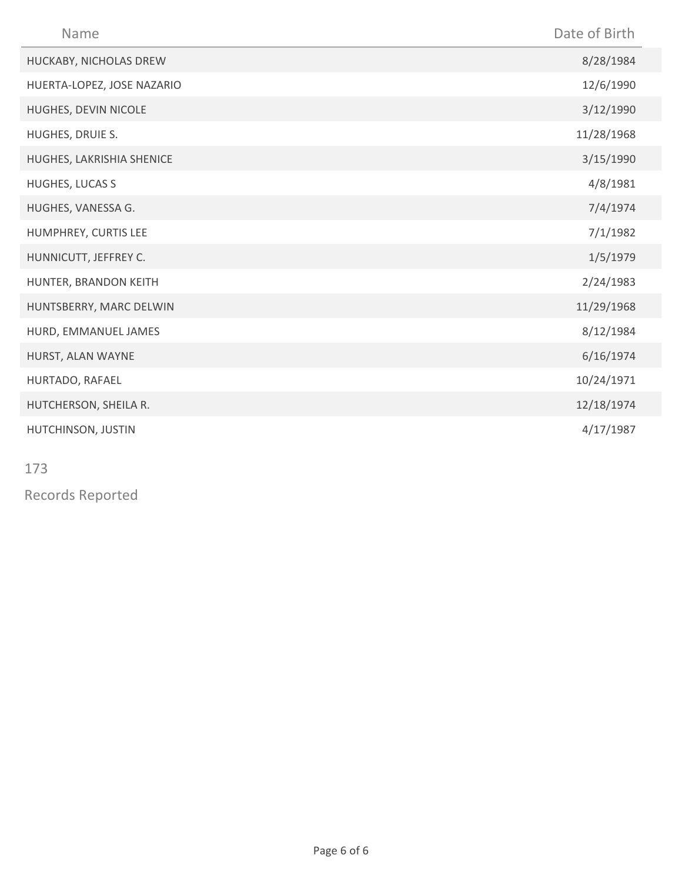| Name | Date of Birth |
| --- | --- |
| HUCKABY, NICHOLAS DREW | 8/28/1984 |
| HUERTA-LOPEZ, JOSE NAZARIO | 12/6/1990 |
| HUGHES, DEVIN NICOLE | 3/12/1990 |
| HUGHES, DRUIE S. | 11/28/1968 |
| HUGHES, LAKRISHIA SHENICE | 3/15/1990 |
| HUGHES, LUCAS S | 4/8/1981 |
| HUGHES, VANESSA G. | 7/4/1974 |
| HUMPHREY, CURTIS LEE | 7/1/1982 |
| HUNNICUTT, JEFFREY C. | 1/5/1979 |
| HUNTER, BRANDON KEITH | 2/24/1983 |
| HUNTSBERRY, MARC DELWIN | 11/29/1968 |
| HURD, EMMANUEL JAMES | 8/12/1984 |
| HURST, ALAN WAYNE | 6/16/1974 |
| HURTADO, RAFAEL | 10/24/1971 |
| HUTCHERSON, SHEILA R. | 12/18/1974 |
| HUTCHINSON, JUSTIN | 4/17/1987 |

173

Records Reported